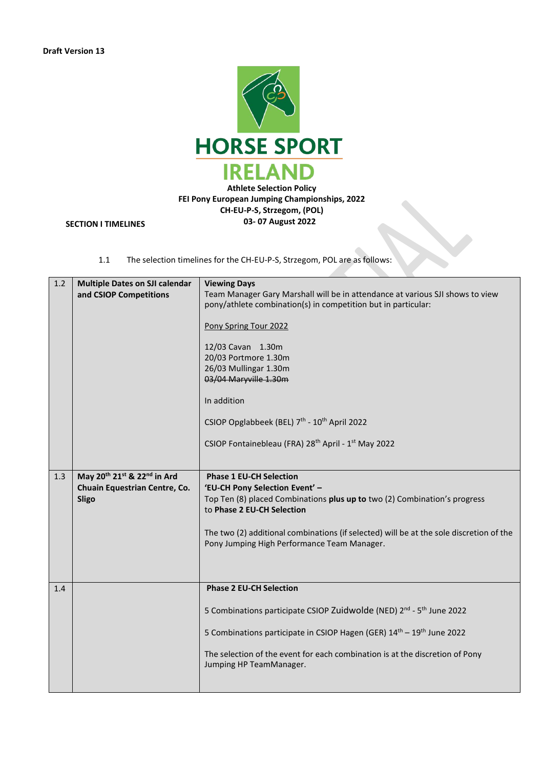**Draft Version 13**

HORSE SPORT IRELAND

**Athlete Selection Policy**
**FEI Pony European Jumping Championships, 2022**
**CH-EU-P-S, Strzegom, (POL)**
**03- 07 August 2022**

**SECTION I TIMELINES**

1.1 The selection timelines for the CH-EU-P-S, Strzegom, POL are as follows:

| | | |
|---|---|---|
| 1.2 | **Multiple Dates on SJI calendar and CSIOP Competitions** | **Viewing Days**<br>Team Manager Gary Marshall will be in attendance at various SJI shows to view pony/athlete combination(s) in competition but in particular:<br><br>Pony Spring Tour 2022<br><br>12/03 Cavan 1.30m<br>20/03 Portmore 1.30m<br>26/03 Mullingar 1.30m<br>~~03/04 Maryville 1.30m~~<br><br>In addition<br><br>CSIOP Opglabbeek (BEL) 7th - 10th April 2022<br><br>CSIOP Fontainebleau (FRA) 28th April - 1st May 2022 |
| 1.3 | **May 20th 21st & 22nd in Ard Chuain Equestrian Centre, Co. Sligo** | **Phase 1 EU-CH Selection**<br>**'EU-CH Pony Selection Event' –**<br>Top Ten (8) placed Combinations **plus up to** two (2) Combination's progress to **Phase 2 EU-CH Selection**<br><br>The two (2) additional combinations (if selected) will be at the sole discretion of the Pony Jumping High Performance Team Manager. |
| 1.4 | | **Phase 2 EU-CH Selection**<br><br>5 Combinations participate CSIOP Zuidwolde (NED) 2nd - 5th June 2022<br><br>5 Combinations participate in CSIOP Hagen (GER) 14th – 19th June 2022<br><br>The selection of the event for each combination is at the discretion of Pony Jumping HP TeamManager. |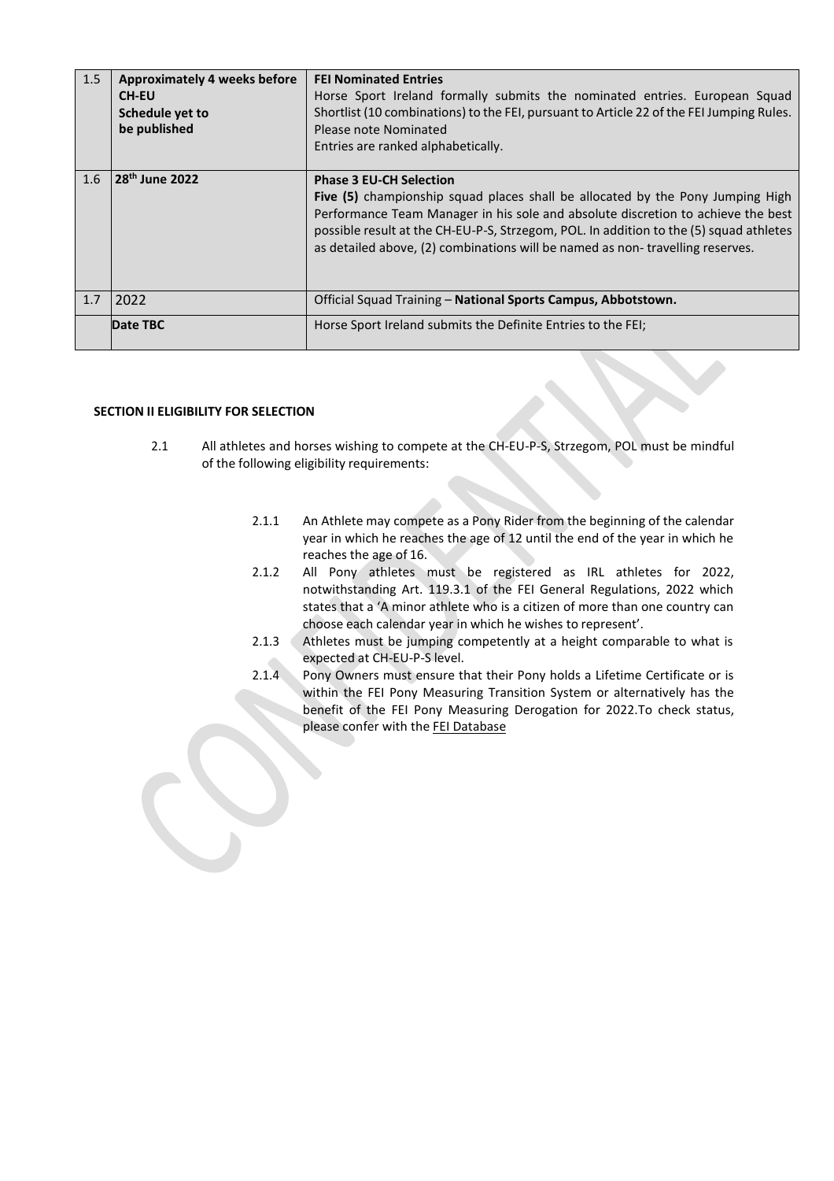| | | |
|---|---|---|
| 1.5 | **Approximately 4 weeks before CH-EU Schedule yet to be published** | **FEI Nominated Entries** Horse Sport Ireland formally submits the nominated entries. European Squad Shortlist (10 combinations) to the FEI, pursuant to Article 22 of the FEI Jumping Rules. Please note Nominated Entries are ranked alphabetically. |
| 1.6 | **28th June 2022** | **Phase 3 EU-CH Selection** **Five (5)** championship squad places shall be allocated by the Pony Jumping High Performance Team Manager in his sole and absolute discretion to achieve the best possible result at the CH-EU-P-S, Strzegom, POL. In addition to the (5) squad athletes as detailed above, (2) combinations will be named as non- travelling reserves. |
| 1.7 | 2022 | Official Squad Training – **National Sports Campus, Abbotstown.** |
| | **Date TBC** | Horse Sport Ireland submits the Definite Entries to the FEI; |

**SECTION II ELIGIBILITY FOR SELECTION**

2.1 All athletes and horses wishing to compete at the CH-EU-P-S, Strzegom, POL must be mindful of the following eligibility requirements:

2.1.1 An Athlete may compete as a Pony Rider from the beginning of the calendar year in which he reaches the age of 12 until the end of the year in which he reaches the age of 16.

2.1.2 All Pony athletes must be registered as IRL athletes for 2022, notwithstanding Art. 119.3.1 of the FEI General Regulations, 2022 which states that a 'A minor athlete who is a citizen of more than one country can choose each calendar year in which he wishes to represent'.

2.1.3 Athletes must be jumping competently at a height comparable to what is expected at CH-EU-P-S level.

2.1.4 Pony Owners must ensure that their Pony holds a Lifetime Certificate or is within the FEI Pony Measuring Transition System or alternatively has the benefit of the FEI Pony Measuring Derogation for 2022.To check status, please confer with the FEI Database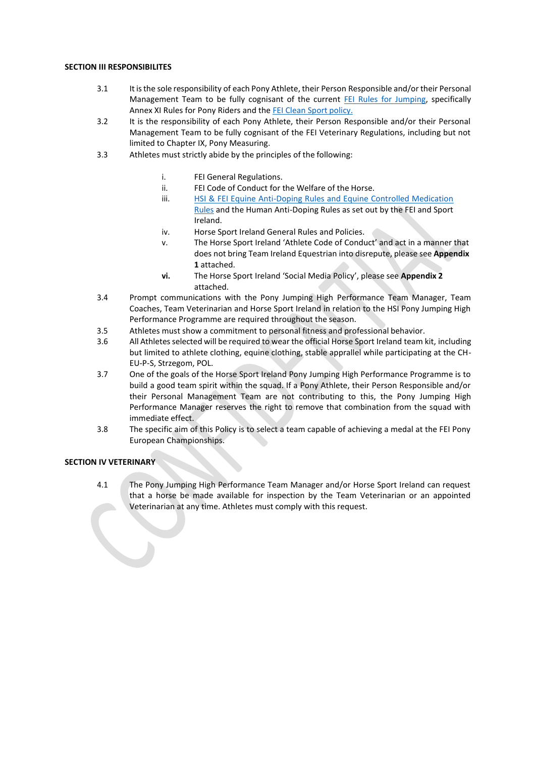**SECTION III RESPONSIBILITES**

3.1 It is the sole responsibility of each Pony Athlete, their Person Responsible and/or their Personal Management Team to be fully cognisant of the current FEI Rules for Jumping, specifically Annex XI Rules for Pony Riders and the FEI Clean Sport policy.

3.2 It is the responsibility of each Pony Athlete, their Person Responsible and/or their Personal Management Team to be fully cognisant of the FEI Veterinary Regulations, including but not limited to Chapter IX, Pony Measuring.

3.3 Athletes must strictly abide by the principles of the following:

- i. FEI General Regulations.
- ii. FEI Code of Conduct for the Welfare of the Horse.
- iii. HSI & FEI Equine Anti-Doping Rules and Equine Controlled Medication Rules and the Human Anti-Doping Rules as set out by the FEI and Sport Ireland.
- iv. Horse Sport Ireland General Rules and Policies.
- v. The Horse Sport Ireland 'Athlete Code of Conduct' and act in a manner that does not bring Team Ireland Equestrian into disrepute, please see **Appendix 1** attached.
- **vi.** The Horse Sport Ireland 'Social Media Policy', please see **Appendix 2** attached.

3.4 Prompt communications with the Pony Jumping High Performance Team Manager, Team Coaches, Team Veterinarian and Horse Sport Ireland in relation to the HSI Pony Jumping High Performance Programme are required throughout the season.

3.5 Athletes must show a commitment to personal fitness and professional behavior.

3.6 All Athletes selected will be required to wear the official Horse Sport Ireland team kit, including but limited to athlete clothing, equine clothing, stable apprallel while participating at the CH-EU-P-S, Strzegom, POL.

3.7 One of the goals of the Horse Sport Ireland Pony Jumping High Performance Programme is to build a good team spirit within the squad. If a Pony Athlete, their Person Responsible and/or their Personal Management Team are not contributing to this, the Pony Jumping High Performance Manager reserves the right to remove that combination from the squad with immediate effect.

3.8 The specific aim of this Policy is to select a team capable of achieving a medal at the FEI Pony European Championships.

**SECTION IV VETERINARY**

4.1 The Pony Jumping High Performance Team Manager and/or Horse Sport Ireland can request that a horse be made available for inspection by the Team Veterinarian or an appointed Veterinarian at any time. Athletes must comply with this request.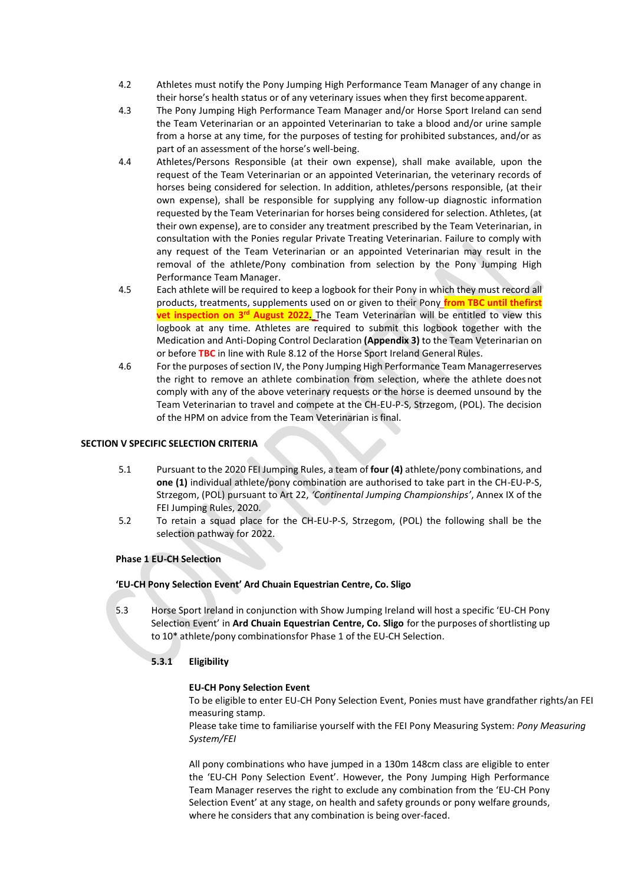4.2 Athletes must notify the Pony Jumping High Performance Team Manager of any change in their horse's health status or of any veterinary issues when they first become apparent.

4.3 The Pony Jumping High Performance Team Manager and/or Horse Sport Ireland can send the Team Veterinarian or an appointed Veterinarian to take a blood and/or urine sample from a horse at any time, for the purposes of testing for prohibited substances, and/or as part of an assessment of the horse's well-being.

4.4 Athletes/Persons Responsible (at their own expense), shall make available, upon the request of the Team Veterinarian or an appointed Veterinarian, the veterinary records of horses being considered for selection. In addition, athletes/persons responsible, (at their own expense), shall be responsible for supplying any follow-up diagnostic information requested by the Team Veterinarian for horses being considered for selection. Athletes, (at their own expense), are to consider any treatment prescribed by the Team Veterinarian, in consultation with the Ponies regular Private Treating Veterinarian. Failure to comply with any request of the Team Veterinarian or an appointed Veterinarian may result in the removal of the athlete/Pony combination from selection by the Pony Jumping High Performance Team Manager.

4.5 Each athlete will be required to keep a logbook for their Pony in which they must record all products, treatments, supplements used on or given to their Pony **from TBC until thefirst vet inspection on 3rd August 2022.** The Team Veterinarian will be entitled to view this logbook at any time. Athletes are required to submit this logbook together with the Medication and Anti-Doping Control Declaration **(Appendix 3)** to the Team Veterinarian on or before **TBC** in line with Rule 8.12 of the Horse Sport Ireland General Rules.

4.6 For the purposes of section IV, the Pony Jumping High Performance Team Managerreserves the right to remove an athlete combination from selection, where the athlete does not comply with any of the above veterinary requests or the horse is deemed unsound by the Team Veterinarian to travel and compete at the CH-EU-P-S, Strzegom, (POL). The decision of the HPM on advice from the Team Veterinarian is final.

## SECTION V SPECIFIC SELECTION CRITERIA

5.1 Pursuant to the 2020 FEI Jumping Rules, a team of **four (4)** athlete/pony combinations, and **one (1)** individual athlete/pony combination are authorised to take part in the CH-EU-P-S, Strzegom, (POL) pursuant to Art 22, *'Continental Jumping Championships'*, Annex IX of the FEI Jumping Rules, 2020.

5.2 To retain a squad place for the CH-EU-P-S, Strzegom, (POL) the following shall be the selection pathway for 2022.

### Phase 1 EU-CH Selection

### 'EU-CH Pony Selection Event' Ard Chuain Equestrian Centre, Co. Sligo

5.3 Horse Sport Ireland in conjunction with Show Jumping Ireland will host a specific 'EU-CH Pony Selection Event' in **Ard Chuain Equestrian Centre, Co. Sligo** for the purposes of shortlisting up to 10* athlete/pony combinationsfor Phase 1 of the EU-CH Selection.

#### 5.3.1 Eligibility

**EU-CH Pony Selection Event**

To be eligible to enter EU-CH Pony Selection Event, Ponies must have grandfather rights/an FEI measuring stamp.

Please take time to familiarise yourself with the FEI Pony Measuring System: *Pony Measuring System/FEI*

All pony combinations who have jumped in a 130m 148cm class are eligible to enter the 'EU-CH Pony Selection Event'. However, the Pony Jumping High Performance Team Manager reserves the right to exclude any combination from the 'EU-CH Pony Selection Event' at any stage, on health and safety grounds or pony welfare grounds, where he considers that any combination is being over-faced.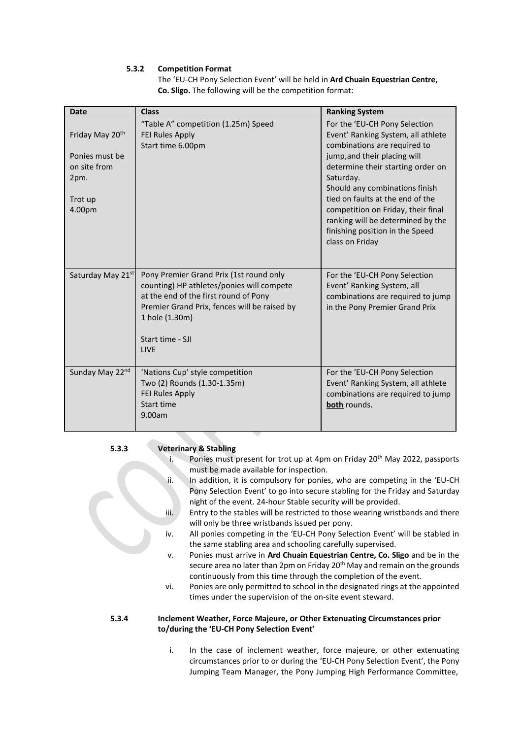#### 5.3.2 Competition Format

The 'EU-CH Pony Selection Event' will be held in **Ard Chuain Equestrian Centre, Co. Sligo.** The following will be the competition format:

| Date | Class | Ranking System |
|---|---|---|
| Friday May 20th<br><br>Ponies must be on site from 2pm.<br><br>Trot up 4.00pm | "Table A" competition (1.25m) Speed<br>FEI Rules Apply<br>Start time 6.00pm | For the 'EU-CH Pony Selection Event' Ranking System, all athlete combinations are required to jump,and their placing will determine their starting order on Saturday.<br>Should any combinations finish tied on faults at the end of the competition on Friday, their final ranking will be determined by the finishing position in the Speed class on Friday |
| Saturday May 21st | Pony Premier Grand Prix (1st round only counting) HP athletes/ponies will compete at the end of the first round of Pony Premier Grand Prix, fences will be raised by 1 hole (1.30m)<br><br>Start time - SJI LIVE | For the 'EU-CH Pony Selection Event' Ranking System, all combinations are required to jump in the Pony Premier Grand Prix |
| Sunday May 22nd | 'Nations Cup' style competition<br>Two (2) Rounds (1.30-1.35m)<br>FEI Rules Apply<br>Start time<br>9.00am | For the 'EU-CH Pony Selection Event' Ranking System, all athlete combinations are required to jump **both** rounds. |

#### 5.3.3 Veterinary & Stabling

i. Ponies must present for trot up at 4pm on Friday 20th May 2022, passports must be made available for inspection.

ii. In addition, it is compulsory for ponies, who are competing in the 'EU-CH Pony Selection Event' to go into secure stabling for the Friday and Saturday night of the event. 24-hour Stable security will be provided.

iii. Entry to the stables will be restricted to those wearing wristbands and there will only be three wristbands issued per pony.

iv. All ponies competing in the 'EU-CH Pony Selection Event' will be stabled in the same stabling area and schooling carefully supervised.

v. Ponies must arrive in **Ard Chuain Equestrian Centre, Co. Sligo** and be in the secure area no later than 2pm on Friday 20th May and remain on the grounds continuously from this time through the completion of the event.

vi. Ponies are only permitted to school in the designated rings at the appointed times under the supervision of the on-site event steward.

#### 5.3.4 Inclement Weather, Force Majeure, or Other Extenuating Circumstances prior to/during the 'EU-CH Pony Selection Event'

i. In the case of inclement weather, force majeure, or other extenuating circumstances prior to or during the 'EU-CH Pony Selection Event', the Pony Jumping Team Manager, the Pony Jumping High Performance Committee,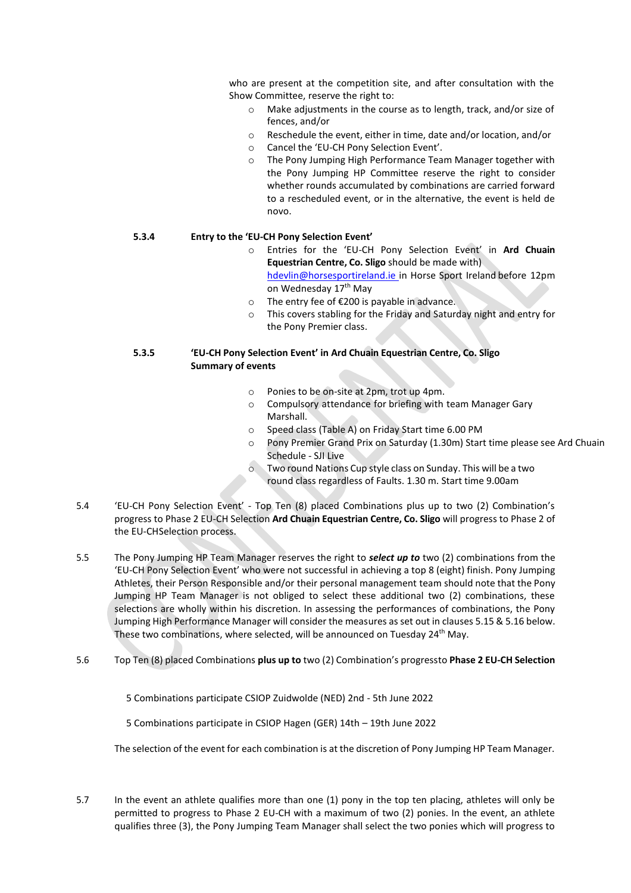who are present at the competition site, and after consultation with the Show Committee, reserve the right to:

- Make adjustments in the course as to length, track, and/or size of fences, and/or
- Reschedule the event, either in time, date and/or location, and/or
- Cancel the 'EU-CH Pony Selection Event'.
- The Pony Jumping High Performance Team Manager together with the Pony Jumping HP Committee reserve the right to consider whether rounds accumulated by combinations are carried forward to a rescheduled event, or in the alternative, the event is held de novo.

**5.3.4 Entry to the 'EU-CH Pony Selection Event'**

- Entries for the 'EU-CH Pony Selection Event' in **Ard Chuain Equestrian Centre, Co. Sligo** should be made with) hdevlin@horsesportireland.ie in Horse Sport Ireland before 12pm on Wednesday 17th May
- The entry fee of €200 is payable in advance.
- This covers stabling for the Friday and Saturday night and entry for the Pony Premier class.

**5.3.5 'EU-CH Pony Selection Event' in Ard Chuain Equestrian Centre, Co. Sligo**
**Summary of events**

- Ponies to be on-site at 2pm, trot up 4pm.
- Compulsory attendance for briefing with team Manager Gary Marshall.
- Speed class (Table A) on Friday Start time 6.00 PM
- Pony Premier Grand Prix on Saturday (1.30m) Start time please see Ard Chuain Schedule - SJI Live
- Two round Nations Cup style class on Sunday. This will be a two round class regardless of Faults. 1.30 m. Start time 9.00am

5.4 'EU-CH Pony Selection Event' - Top Ten (8) placed Combinations plus up to two (2) Combination's progress to Phase 2 EU-CH Selection **Ard Chuain Equestrian Centre, Co. Sligo** will progress to Phase 2 of the EU-CHSelection process.

5.5 The Pony Jumping HP Team Manager reserves the right to ***select up to*** two (2) combinations from the 'EU-CH Pony Selection Event' who were not successful in achieving a top 8 (eight) finish. Pony Jumping Athletes, their Person Responsible and/or their personal management team should note that the Pony Jumping HP Team Manager is not obliged to select these additional two (2) combinations, these selections are wholly within his discretion. In assessing the performances of combinations, the Pony Jumping High Performance Manager will consider the measures as set out in clauses 5.15 & 5.16 below. These two combinations, where selected, will be announced on Tuesday 24th May.

5.6 Top Ten (8) placed Combinations **plus up to** two (2) Combination's progressto **Phase 2 EU-CH Selection**

5 Combinations participate CSIOP Zuidwolde (NED) 2nd - 5th June 2022

5 Combinations participate in CSIOP Hagen (GER) 14th – 19th June 2022

The selection of the event for each combination is at the discretion of Pony Jumping HP Team Manager.

5.7 In the event an athlete qualifies more than one (1) pony in the top ten placing, athletes will only be permitted to progress to Phase 2 EU-CH with a maximum of two (2) ponies. In the event, an athlete qualifies three (3), the Pony Jumping Team Manager shall select the two ponies which will progress to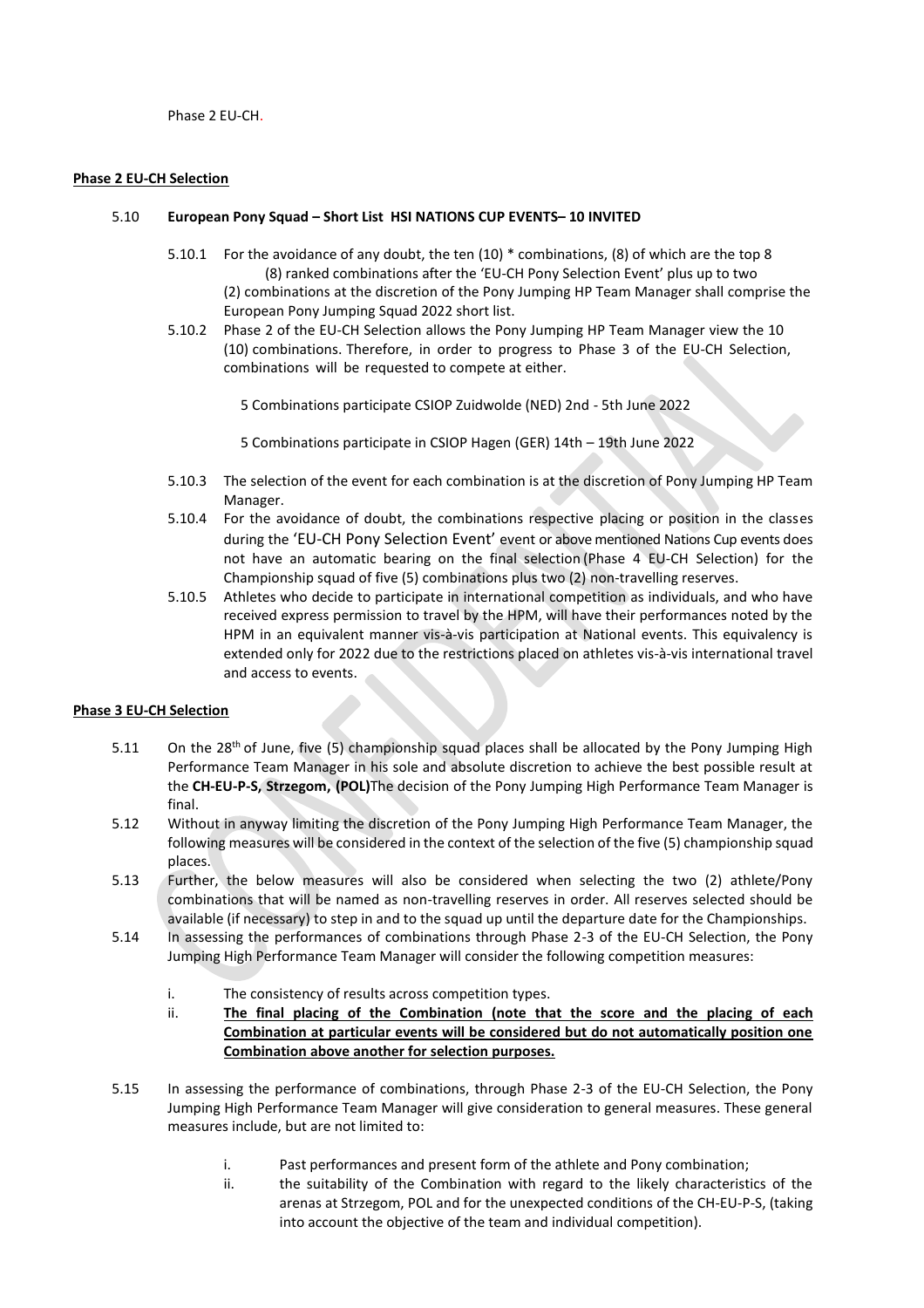Phase 2 EU-CH.

**Phase 2 EU-CH Selection**

5.10 **European Pony Squad – Short List HSI NATIONS CUP EVENTS– 10 INVITED**

5.10.1 For the avoidance of any doubt, the ten (10) * combinations, (8) of which are the top 8 (8) ranked combinations after the 'EU-CH Pony Selection Event' plus up to two (2) combinations at the discretion of the Pony Jumping HP Team Manager shall comprise the European Pony Jumping Squad 2022 short list.

5.10.2 Phase 2 of the EU-CH Selection allows the Pony Jumping HP Team Manager view the 10 (10) combinations. Therefore, in order to progress to Phase 3 of the EU-CH Selection, combinations will be requested to compete at either.

5 Combinations participate CSIOP Zuidwolde (NED) 2nd - 5th June 2022

5 Combinations participate in CSIOP Hagen (GER) 14th – 19th June 2022

5.10.3 The selection of the event for each combination is at the discretion of Pony Jumping HP Team Manager.

5.10.4 For the avoidance of doubt, the combinations respective placing or position in the classes during the 'EU-CH Pony Selection Event' event or above mentioned Nations Cup events does not have an automatic bearing on the final selection (Phase 4 EU-CH Selection) for the Championship squad of five (5) combinations plus two (2) non-travelling reserves.

5.10.5 Athletes who decide to participate in international competition as individuals, and who have received express permission to travel by the HPM, will have their performances noted by the HPM in an equivalent manner vis-à-vis participation at National events. This equivalency is extended only for 2022 due to the restrictions placed on athletes vis-à-vis international travel and access to events.

**Phase 3 EU-CH Selection**

5.11 On the 28th of June, five (5) championship squad places shall be allocated by the Pony Jumping High Performance Team Manager in his sole and absolute discretion to achieve the best possible result at the **CH-EU-P-S, Strzegom, (POL)**The decision of the Pony Jumping High Performance Team Manager is final.

5.12 Without in anyway limiting the discretion of the Pony Jumping High Performance Team Manager, the following measures will be considered in the context of the selection of the five (5) championship squad places.

5.13 Further, the below measures will also be considered when selecting the two (2) athlete/Pony combinations that will be named as non-travelling reserves in order. All reserves selected should be available (if necessary) to step in and to the squad up until the departure date for the Championships.

5.14 In assessing the performances of combinations through Phase 2-3 of the EU-CH Selection, the Pony Jumping High Performance Team Manager will consider the following competition measures:

i. The consistency of results across competition types.

ii. **The final placing of the Combination (note that the score and the placing of each Combination at particular events will be considered but do not automatically position one Combination above another for selection purposes.**

5.15 In assessing the performance of combinations, through Phase 2-3 of the EU-CH Selection, the Pony Jumping High Performance Team Manager will give consideration to general measures. These general measures include, but are not limited to:

i. Past performances and present form of the athlete and Pony combination;

ii. the suitability of the Combination with regard to the likely characteristics of the arenas at Strzegom, POL and for the unexpected conditions of the CH-EU-P-S, (taking into account the objective of the team and individual competition).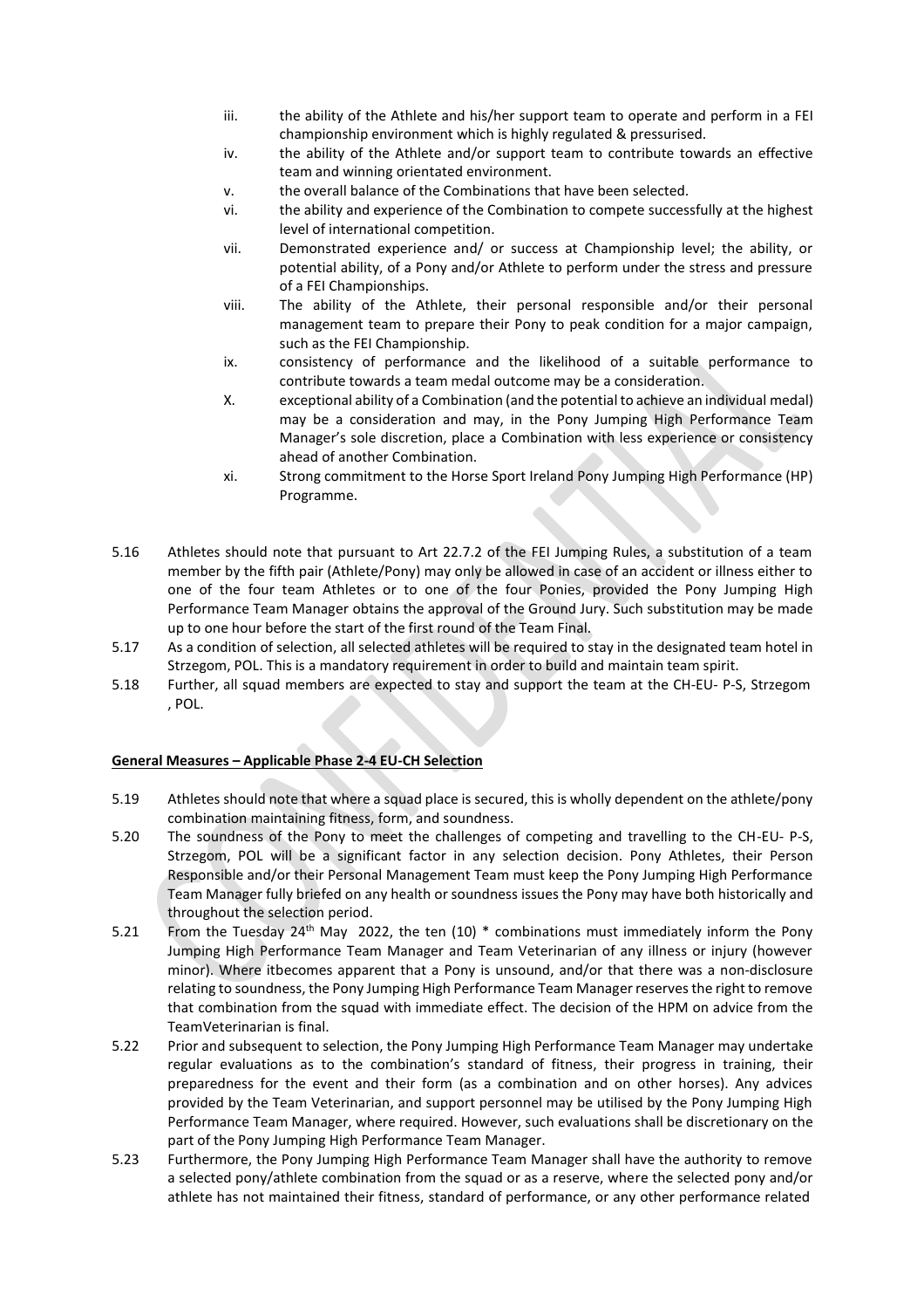iii. the ability of the Athlete and his/her support team to operate and perform in a FEI championship environment which is highly regulated & pressurised.
iv. the ability of the Athlete and/or support team to contribute towards an effective team and winning orientated environment.
v. the overall balance of the Combinations that have been selected.
vi. the ability and experience of the Combination to compete successfully at the highest level of international competition.
vii. Demonstrated experience and/ or success at Championship level; the ability, or potential ability, of a Pony and/or Athlete to perform under the stress and pressure of a FEI Championships.
viii. The ability of the Athlete, their personal responsible and/or their personal management team to prepare their Pony to peak condition for a major campaign, such as the FEI Championship.
ix. consistency of performance and the likelihood of a suitable performance to contribute towards a team medal outcome may be a consideration.
X. exceptional ability of a Combination (and the potential to achieve an individual medal) may be a consideration and may, in the Pony Jumping High Performance Team Manager's sole discretion, place a Combination with less experience or consistency ahead of another Combination.
xi. Strong commitment to the Horse Sport Ireland Pony Jumping High Performance (HP) Programme.

5.16 Athletes should note that pursuant to Art 22.7.2 of the FEI Jumping Rules, a substitution of a team member by the fifth pair (Athlete/Pony) may only be allowed in case of an accident or illness either to one of the four team Athletes or to one of the four Ponies, provided the Pony Jumping High Performance Team Manager obtains the approval of the Ground Jury. Such substitution may be made up to one hour before the start of the first round of the Team Final.

5.17 As a condition of selection, all selected athletes will be required to stay in the designated team hotel in Strzegom, POL. This is a mandatory requirement in order to build and maintain team spirit.

5.18 Further, all squad members are expected to stay and support the team at the CH-EU- P-S, Strzegom , POL.

**General Measures – Applicable Phase 2-4 EU-CH Selection**

5.19 Athletes should note that where a squad place is secured, this is wholly dependent on the athlete/pony combination maintaining fitness, form, and soundness.

5.20 The soundness of the Pony to meet the challenges of competing and travelling to the CH-EU- P-S, Strzegom, POL will be a significant factor in any selection decision. Pony Athletes, their Person Responsible and/or their Personal Management Team must keep the Pony Jumping High Performance Team Manager fully briefed on any health or soundness issues the Pony may have both historically and throughout the selection period.

5.21 From the Tuesday 24th May 2022, the ten (10) * combinations must immediately inform the Pony Jumping High Performance Team Manager and Team Veterinarian of any illness or injury (however minor). Where itbecomes apparent that a Pony is unsound, and/or that there was a non-disclosure relating to soundness, the Pony Jumping High Performance Team Manager reserves the right to remove that combination from the squad with immediate effect. The decision of the HPM on advice from the TeamVeterinarian is final.

5.22 Prior and subsequent to selection, the Pony Jumping High Performance Team Manager may undertake regular evaluations as to the combination's standard of fitness, their progress in training, their preparedness for the event and their form (as a combination and on other horses). Any advices provided by the Team Veterinarian, and support personnel may be utilised by the Pony Jumping High Performance Team Manager, where required. However, such evaluations shall be discretionary on the part of the Pony Jumping High Performance Team Manager.

5.23 Furthermore, the Pony Jumping High Performance Team Manager shall have the authority to remove a selected pony/athlete combination from the squad or as a reserve, where the selected pony and/or athlete has not maintained their fitness, standard of performance, or any other performance related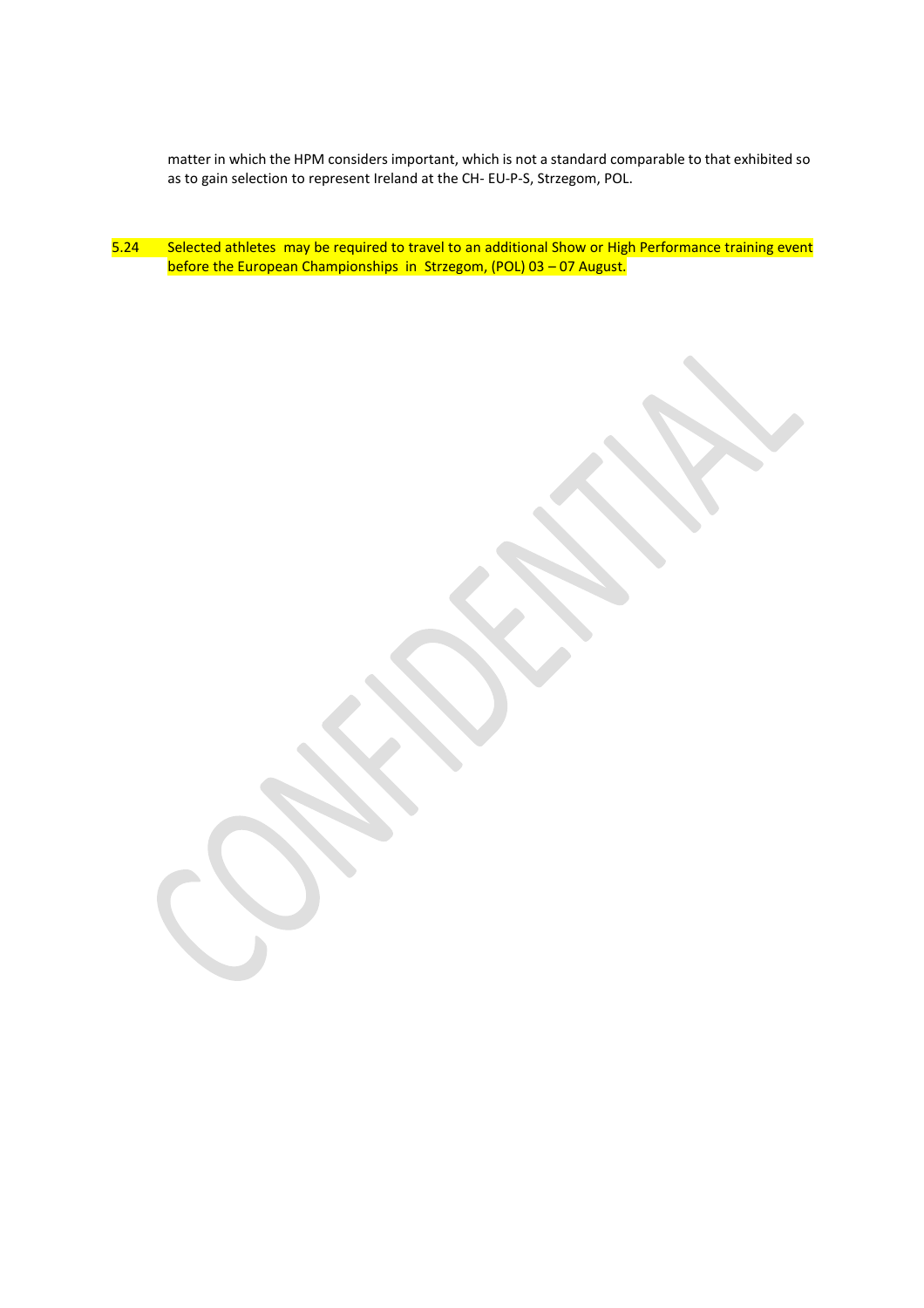matter in which the HPM considers important, which is not a standard comparable to that exhibited so as to gain selection to represent Ireland at the CH- EU-P-S, Strzegom, POL.

5.24 Selected athletes may be required to travel to an additional Show or High Performance training event before the European Championships in Strzegom, (POL) 03 – 07 August.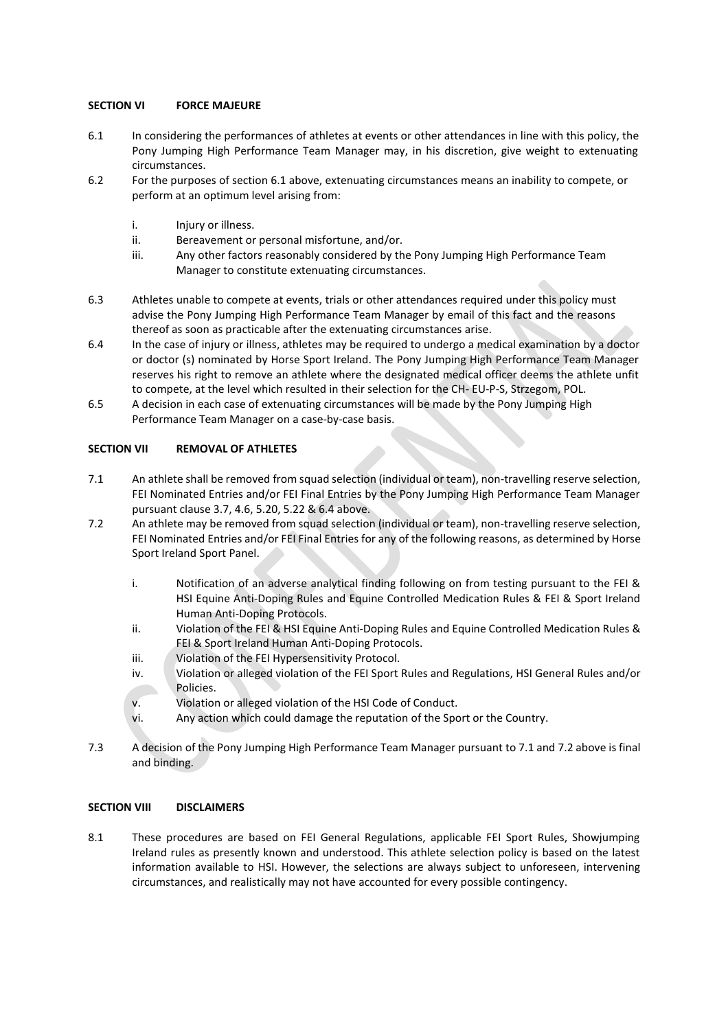## SECTION VI FORCE MAJEURE

6.1 In considering the performances of athletes at events or other attendances in line with this policy, the Pony Jumping High Performance Team Manager may, in his discretion, give weight to extenuating circumstances.

6.2 For the purposes of section 6.1 above, extenuating circumstances means an inability to compete, or perform at an optimum level arising from:

i. Injury or illness.
ii. Bereavement or personal misfortune, and/or.
iii. Any other factors reasonably considered by the Pony Jumping High Performance Team Manager to constitute extenuating circumstances.

6.3 Athletes unable to compete at events, trials or other attendances required under this policy must advise the Pony Jumping High Performance Team Manager by email of this fact and the reasons thereof as soon as practicable after the extenuating circumstances arise.

6.4 In the case of injury or illness, athletes may be required to undergo a medical examination by a doctor or doctor (s) nominated by Horse Sport Ireland. The Pony Jumping High Performance Team Manager reserves his right to remove an athlete where the designated medical officer deems the athlete unfit to compete, at the level which resulted in their selection for the CH- EU-P-S, Strzegom, POL.

6.5 A decision in each case of extenuating circumstances will be made by the Pony Jumping High Performance Team Manager on a case-by-case basis.

## SECTION VII REMOVAL OF ATHLETES

7.1 An athlete shall be removed from squad selection (individual or team), non-travelling reserve selection, FEI Nominated Entries and/or FEI Final Entries by the Pony Jumping High Performance Team Manager pursuant clause 3.7, 4.6, 5.20, 5.22 & 6.4 above.

7.2 An athlete may be removed from squad selection (individual or team), non-travelling reserve selection, FEI Nominated Entries and/or FEI Final Entries for any of the following reasons, as determined by Horse Sport Ireland Sport Panel.

i. Notification of an adverse analytical finding following on from testing pursuant to the FEI & HSI Equine Anti-Doping Rules and Equine Controlled Medication Rules & FEI & Sport Ireland Human Anti-Doping Protocols.
ii. Violation of the FEI & HSI Equine Anti-Doping Rules and Equine Controlled Medication Rules & FEI & Sport Ireland Human Anti-Doping Protocols.
iii. Violation of the FEI Hypersensitivity Protocol.
iv. Violation or alleged violation of the FEI Sport Rules and Regulations, HSI General Rules and/or Policies.
v. Violation or alleged violation of the HSI Code of Conduct.
vi. Any action which could damage the reputation of the Sport or the Country.

7.3 A decision of the Pony Jumping High Performance Team Manager pursuant to 7.1 and 7.2 above is final and binding.

## SECTION VIII DISCLAIMERS

8.1 These procedures are based on FEI General Regulations, applicable FEI Sport Rules, Showjumping Ireland rules as presently known and understood. This athlete selection policy is based on the latest information available to HSI. However, the selections are always subject to unforeseen, intervening circumstances, and realistically may not have accounted for every possible contingency.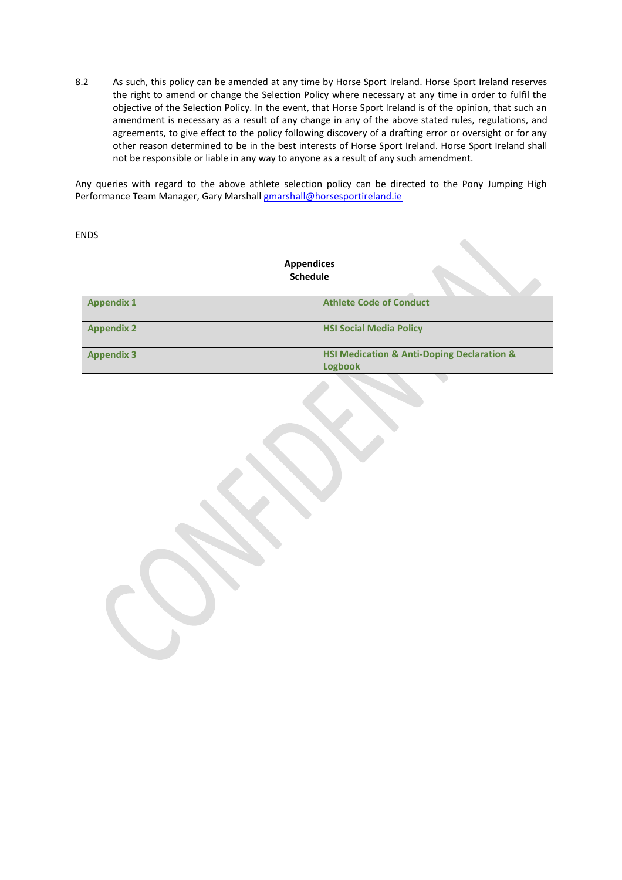8.2 As such, this policy can be amended at any time by Horse Sport Ireland. Horse Sport Ireland reserves the right to amend or change the Selection Policy where necessary at any time in order to fulfil the objective of the Selection Policy. In the event, that Horse Sport Ireland is of the opinion, that such an amendment is necessary as a result of any change in any of the above stated rules, regulations, and agreements, to give effect to the policy following discovery of a drafting error or oversight or for any other reason determined to be in the best interests of Horse Sport Ireland. Horse Sport Ireland shall not be responsible or liable in any way to anyone as a result of any such amendment.

Any queries with regard to the above athlete selection policy can be directed to the Pony Jumping High Performance Team Manager, Gary Marshall gmarshall@horsesportireland.ie

ENDS

**Appendices**
**Schedule**

| | |
|---|---|
| **Appendix 1** | **Athlete Code of Conduct** |
| **Appendix 2** | **HSI Social Media Policy** |
| **Appendix 3** | **HSI Medication & Anti-Doping Declaration & Logbook** |